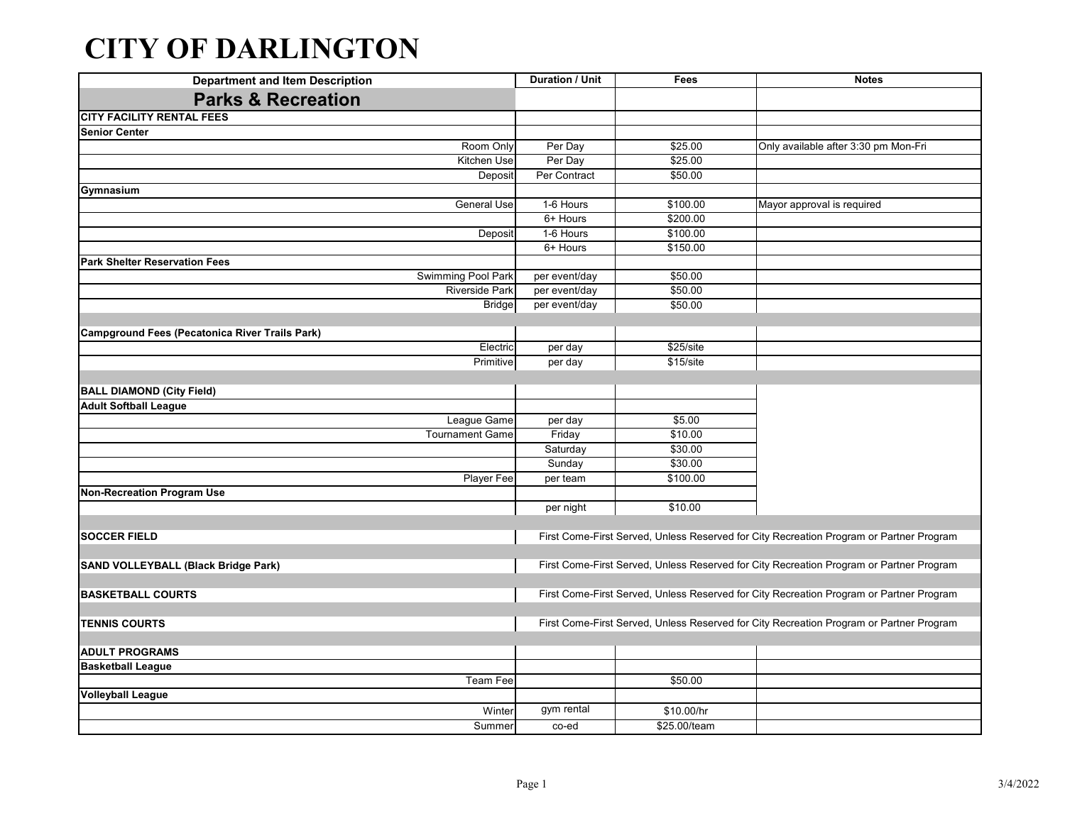# CITY OF DARLINGTON

| Department and Item Description | Duration / Unit | Fees | Notes |
|---|---|---|---|
| **Parks & Recreation** | | | |
| **CITY FACILITY RENTAL FEES** | | | |
| **Senior Center** | | | |
| Room Only | Per Day | $25.00 | Only available after 3:30 pm Mon-Fri |
| Kitchen Use | Per Day | $25.00 | |
| Deposit | Per Contract | $50.00 | |
| **Gymnasium** | | | |
| General Use | 1-6 Hours | $100.00 | Mayor approval is required |
| | 6+ Hours | $200.00 | |
| Deposit | 1-6 Hours | $100.00 | |
| | 6+ Hours | $150.00 | |
| **Park Shelter Reservation Fees** | | | |
| Swimming Pool Park | per event/day | $50.00 | |
| Riverside Park | per event/day | $50.00 | |
| Bridge | per event/day | $50.00 | |
| | | | |
| **Campground Fees (Pecatonica River Trails Park)** | | | |
| Electric | per day | $25/site | |
| Primitive | per day | $15/site | |
| | | | |
| **BALL DIAMOND (City Field)** | | | |
| **Adult Softball League** | | | |
| League Game | per day | $5.00 | |
| Tournament Game | Friday | $10.00 | |
| | Saturday | $30.00 | |
| | Sunday | $30.00 | |
| Player Fee | per team | $100.00 | |
| **Non-Recreation Program Use** | | | |
| | per night | $10.00 | |
| | | | |
| **SOCCER FIELD** | First Come-First Served, Unless Reserved for City Recreation Program or Partner Program | | |
| | | | |
| **SAND VOLLEYBALL (Black Bridge Park)** | First Come-First Served, Unless Reserved for City Recreation Program or Partner Program | | |
| | | | |
| **BASKETBALL COURTS** | First Come-First Served, Unless Reserved for City Recreation Program or Partner Program | | |
| | | | |
| **TENNIS COURTS** | First Come-First Served, Unless Reserved for City Recreation Program or Partner Program | | |
| | | | |
| **ADULT PROGRAMS** | | | |
| **Basketball League** | | | |
| Team Fee | | $50.00 | |
| **Volleyball League** | | | |
| Winter | gym rental | $10.00/hr | |
| Summer | co-ed | $25.00/team | |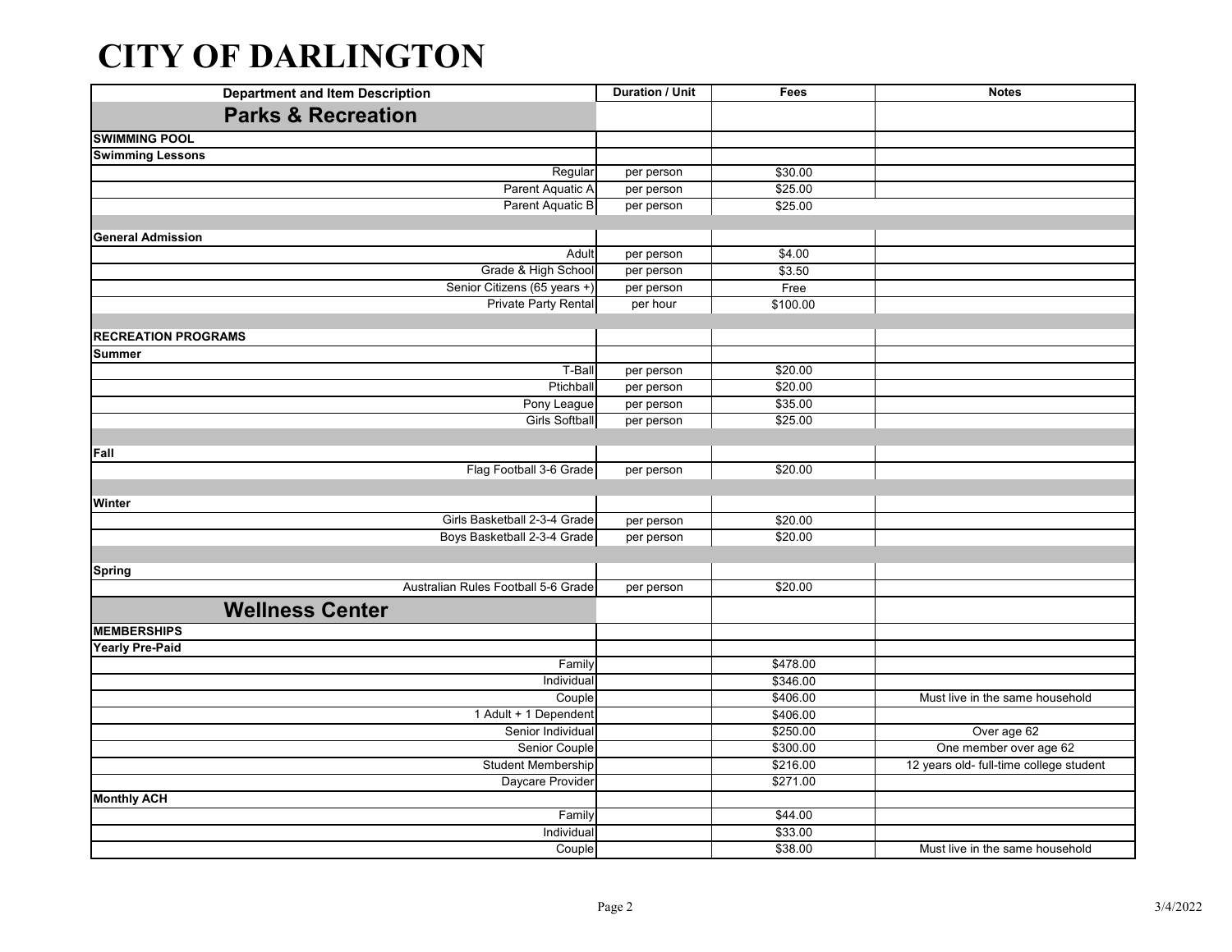# CITY OF DARLINGTON

| Department and Item Description | Duration / Unit | Fees | Notes |
|---|---|---|---|
| **Parks & Recreation** | | | |
| **SWIMMING POOL** | | | |
| **Swimming Lessons** | | | |
| Regular | per person | $30.00 | |
| Parent Aquatic A | per person | $25.00 | |
| Parent Aquatic B | per person | $25.00 | |
| | | | |
| **General Admission** | | | |
| Adult | per person | $4.00 | |
| Grade & High School | per person | $3.50 | |
| Senior Citizens (65 years +) | per person | Free | |
| Private Party Rental | per hour | $100.00 | |
| | | | |
| **RECREATION PROGRAMS** | | | |
| **Summer** | | | |
| T-Ball | per person | $20.00 | |
| Ptichball | per person | $20.00 | |
| Pony League | per person | $35.00 | |
| Girls Softball | per person | $25.00 | |
| | | | |
| **Fall** | | | |
| Flag Football 3-6 Grade | per person | $20.00 | |
| | | | |
| **Winter** | | | |
| Girls Basketball 2-3-4 Grade | per person | $20.00 | |
| Boys Basketball 2-3-4 Grade | per person | $20.00 | |
| | | | |
| **Spring** | | | |
| Australian Rules Football 5-6 Grade | per person | $20.00 | |
| **Wellness Center** | | | |
| **MEMBERSHIPS** | | | |
| **Yearly Pre-Paid** | | | |
| Family | | $478.00 | |
| Individual | | $346.00 | |
| Couple | | $406.00 | Must live in the same household |
| 1 Adult + 1 Dependent | | $406.00 | |
| Senior Individual | | $250.00 | Over age 62 |
| Senior Couple | | $300.00 | One member over age 62 |
| Student Membership | | $216.00 | 12 years old- full-time college student |
| Daycare Provider | | $271.00 | |
| **Monthly ACH** | | | |
| Family | | $44.00 | |
| Individual | | $33.00 | |
| Couple | | $38.00 | Must live in the same household |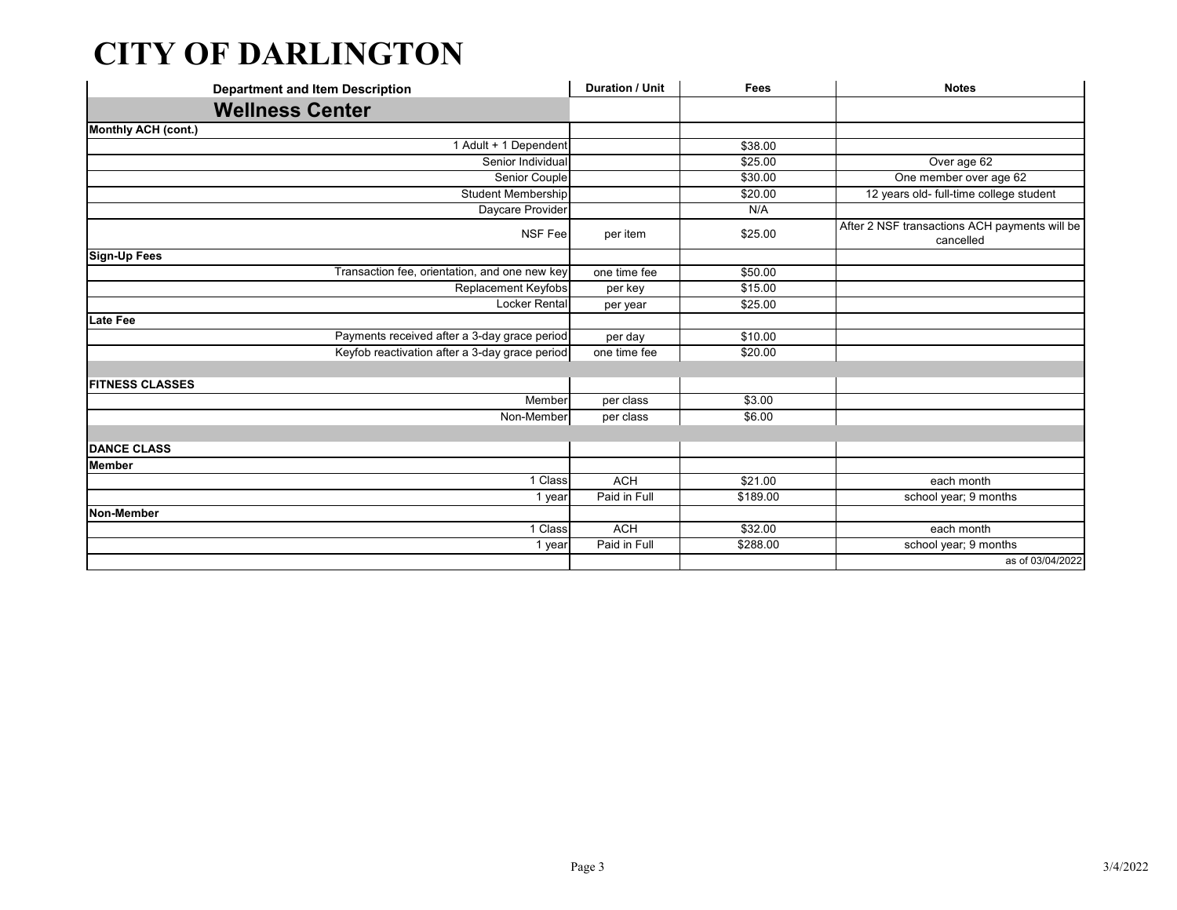# CITY OF DARLINGTON

| Department and Item Description | Duration / Unit | Fees | Notes |
| --- | --- | --- | --- |
| **Wellness Center** | | | |
| **Monthly ACH (cont.)** | | | |
| 1 Adult + 1 Dependent | | $38.00 | |
| Senior Individual | | $25.00 | Over age 62 |
| Senior Couple | | $30.00 | One member over age 62 |
| Student Membership | | $20.00 | 12 years old- full-time college student |
| Daycare Provider | | N/A | |
| NSF Fee | per item | $25.00 | After 2 NSF transactions ACH payments will be cancelled |
| **Sign-Up Fees** | | | |
| Transaction fee, orientation, and one new key | one time fee | $50.00 | |
| Replacement Keyfobs | per key | $15.00 | |
| Locker Rental | per year | $25.00 | |
| **Late Fee** | | | |
| Payments received after a 3-day grace period | per day | $10.00 | |
| Keyfob reactivation after a 3-day grace period | one time fee | $20.00 | |
| | | | |
| **FITNESS CLASSES** | | | |
| Member | per class | $3.00 | |
| Non-Member | per class | $6.00 | |
| | | | |
| **DANCE CLASS** | | | |
| **Member** | | | |
| 1 Class | ACH | $21.00 | each month |
| 1 year | Paid in Full | $189.00 | school year; 9 months |
| **Non-Member** | | | |
| 1 Class | ACH | $32.00 | each month |
| 1 year | Paid in Full | $288.00 | school year; 9 months |
| | | | as of 03/04/2022 |